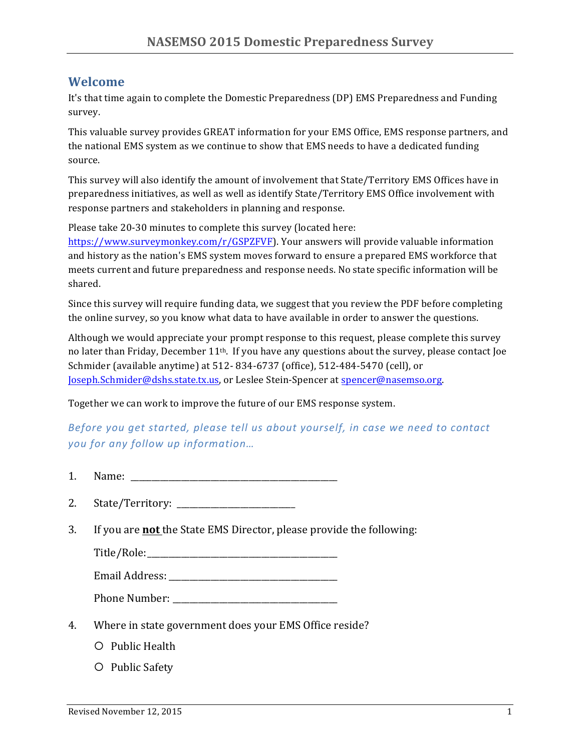# NASEMSO 2015 Domestic Preparedness Survey

## Welcome

It's that time again to complete the Domestic Preparedness (DP) EMS Preparedness and Funding survey.

This valuable survey provides GREAT information for your EMS Office, EMS response partners, and the national EMS system as we continue to show that EMS needs to have a dedicated funding source.

This survey will also identify the amount of involvement that State/Territory EMS Offices have in preparedness initiatives, as well as well as identify State/Territory EMS Office involvement with response partners and stakeholders in planning and response.

Please take 20-30 minutes to complete this survey (located here: [https://www.surveymonkey.com/r/GSPZFVF](https://www.surveymonkey.com/r/GSPZFVF)). Your answers will provide valuable information and history as the nation's EMS system moves forward to ensure a prepared EMS workforce that meets current and future preparedness and response needs. No state specific information will be shared.

Since this survey will require funding data, we suggest that you review the PDF before completing the online survey, so you know what data to have available in order to answer the questions.

Although we would appreciate your prompt response to this request, please complete this survey no later than Friday, December 11th. If you have any questions about the survey, please contact Joe Schmider (available anytime) at 512- 834-6737 (office), 512-484-5470 (cell), or [Joseph.Schmider@dshs.state.tx.us](mailto:Joseph.Schmider@dshs.state.tx.us), or Leslee Stein-Spencer at [spencer@nasemso.org](mailto:spencer@nasemso.org).

Together we can work to improve the future of our EMS response system.

*Before you get started, please tell us about yourself, in case we need to contact you for any follow up information…*

1. Name: ____________________________________________

2. State/Territory: __________________________

3. If you are **not** the State EMS Director, please provide the following:

   Title/Role:___________________________________________

   Email Address: ____________________________________

   Phone Number: ____________________________________

4. Where in state government does your EMS Office reside?

   ○ Public Health

   ○ Public Safety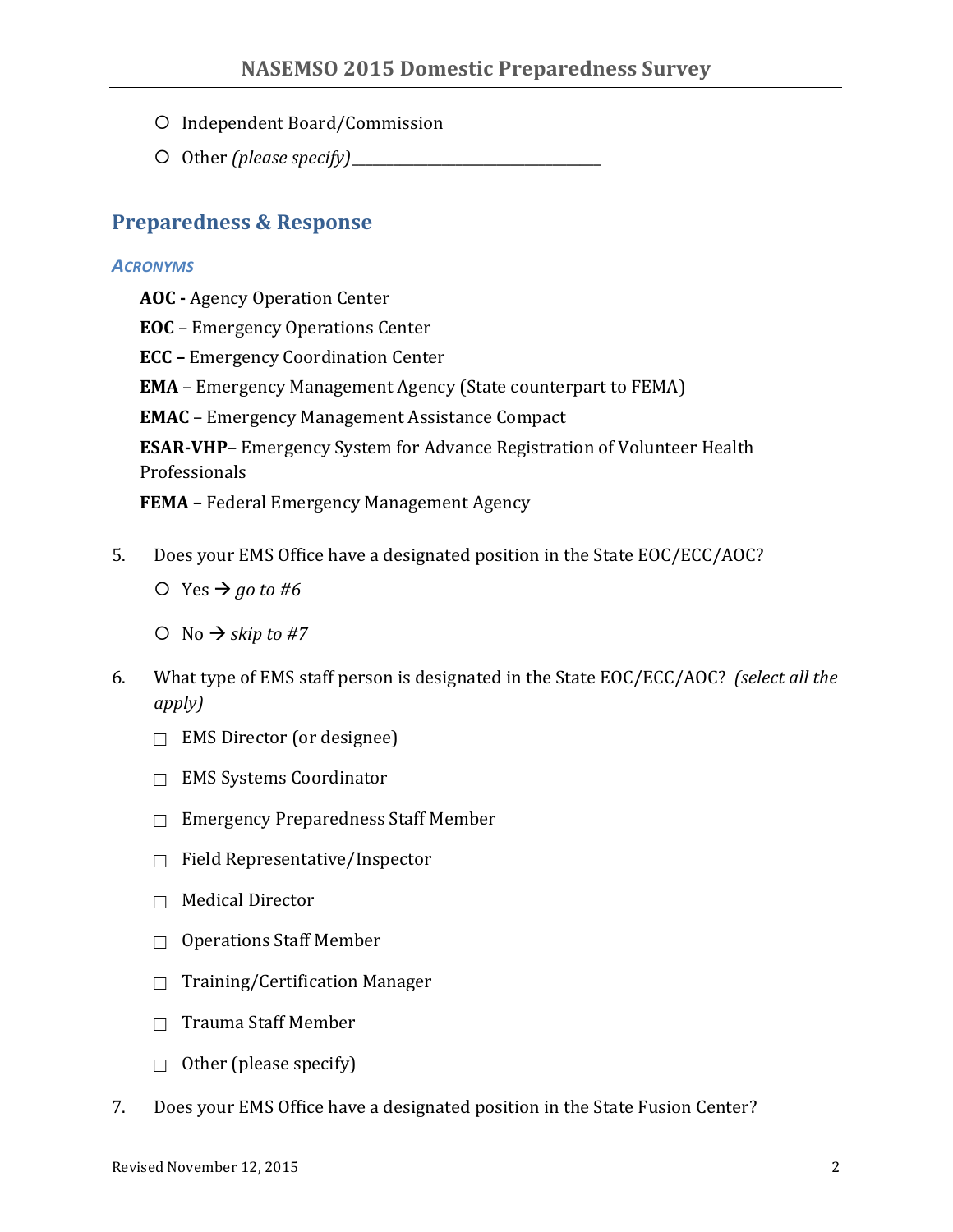- ○ Independent Board/Commission
- ○ Other *(please specify)*___________________________________

## Preparedness & Response

### *Acronyms*

**AOC -** Agency Operation Center

**EOC** – Emergency Operations Center

**ECC –** Emergency Coordination Center

**EMA** – Emergency Management Agency (State counterpart to FEMA)

**EMAC** – Emergency Management Assistance Compact

**ESAR-VHP**– Emergency System for Advance Registration of Volunteer Health Professionals

**FEMA –** Federal Emergency Management Agency

5. Does your EMS Office have a designated position in the State EOC/ECC/AOC?
   - ○ Yes → *go to #6*
   - ○ No → *skip to #7*

6. What type of EMS staff person is designated in the State EOC/ECC/AOC? *(select all the apply)*
   - □ EMS Director (or designee)
   - □ EMS Systems Coordinator
   - □ Emergency Preparedness Staff Member
   - □ Field Representative/Inspector
   - □ Medical Director
   - □ Operations Staff Member
   - □ Training/Certification Manager
   - □ Trauma Staff Member
   - □ Other (please specify)

7. Does your EMS Office have a designated position in the State Fusion Center?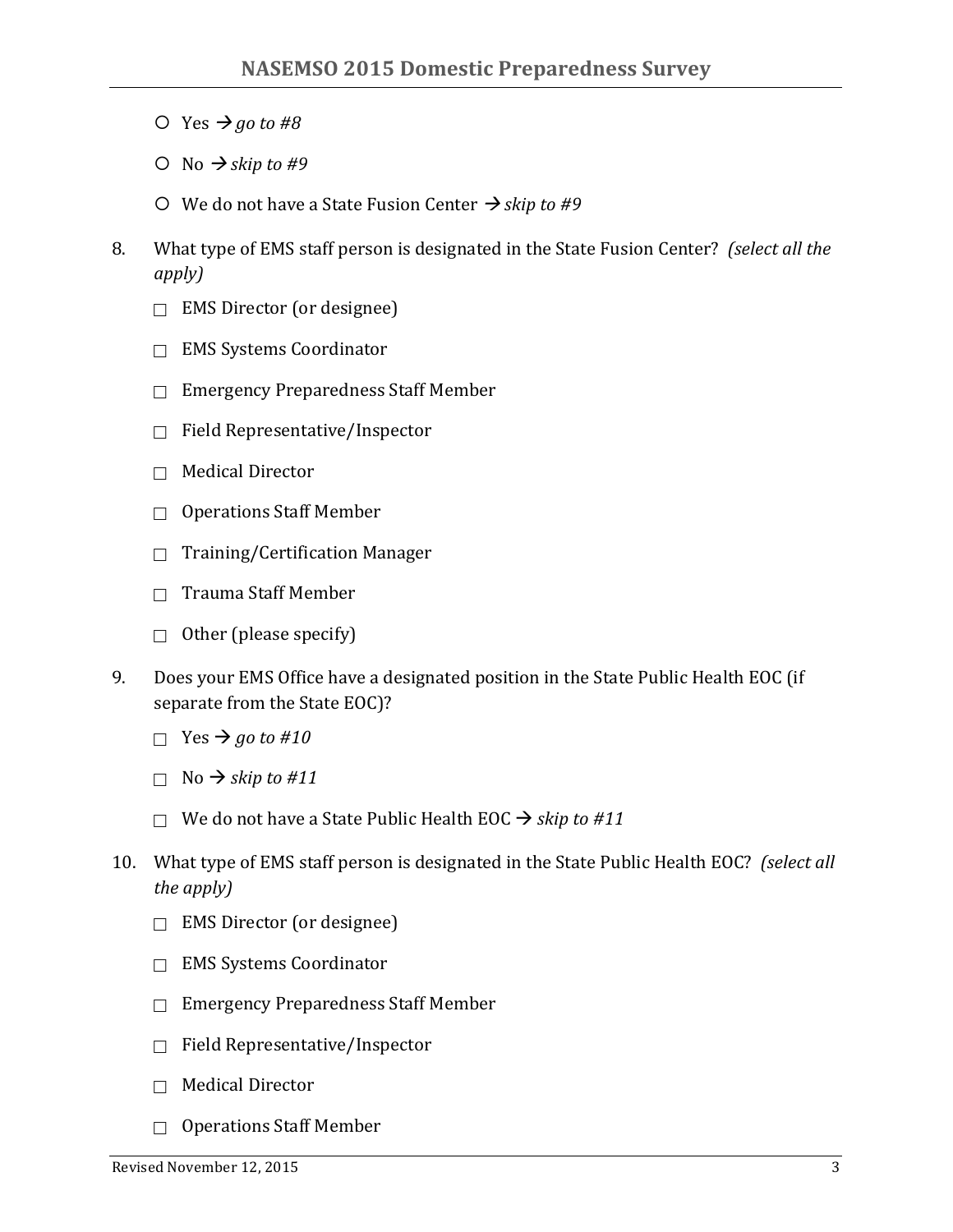- ○ Yes → *go to #8*
- ○ No → *skip to #9*
- ○ We do not have a State Fusion Center → *skip to #9*

8. What type of EMS staff person is designated in the State Fusion Center? *(select all the apply)*

- ☐ EMS Director (or designee)
- ☐ EMS Systems Coordinator
- ☐ Emergency Preparedness Staff Member
- ☐ Field Representative/Inspector
- ☐ Medical Director
- ☐ Operations Staff Member
- ☐ Training/Certification Manager
- ☐ Trauma Staff Member
- ☐ Other (please specify)

9. Does your EMS Office have a designated position in the State Public Health EOC (if separate from the State EOC)?

- ☐ Yes → *go to #10*
- ☐ No → *skip to #11*
- ☐ We do not have a State Public Health EOC → *skip to #11*

10. What type of EMS staff person is designated in the State Public Health EOC? *(select all the apply)*

- ☐ EMS Director (or designee)
- ☐ EMS Systems Coordinator
- ☐ Emergency Preparedness Staff Member
- ☐ Field Representative/Inspector
- ☐ Medical Director
- ☐ Operations Staff Member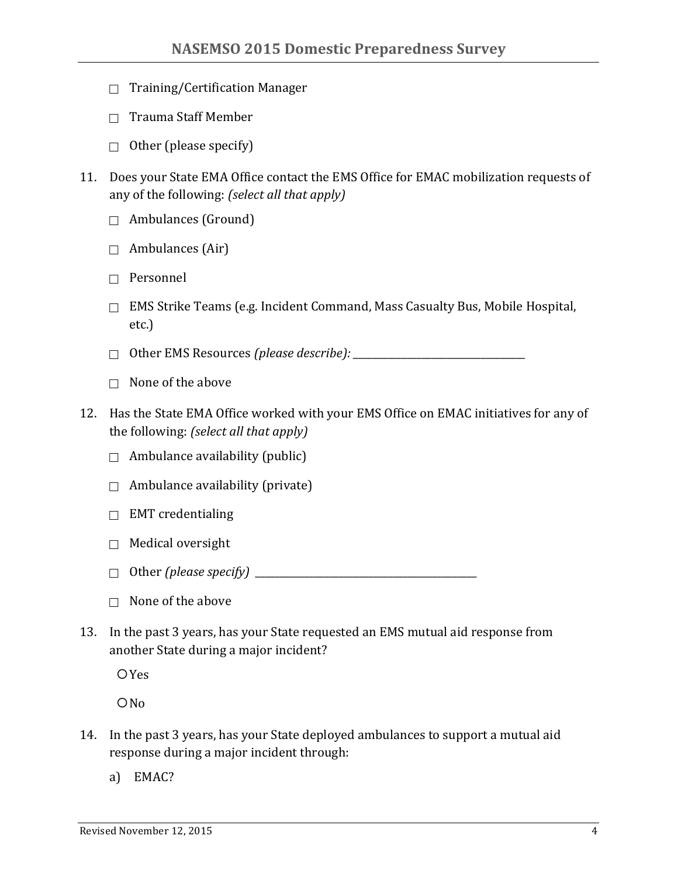- ☐ Training/Certification Manager
- ☐ Trauma Staff Member
- ☐ Other (please specify)

11. Does your State EMA Office contact the EMS Office for EMAC mobilization requests of any of the following: *(select all that apply)*

    - ☐ Ambulances (Ground)
    - ☐ Ambulances (Air)
    - ☐ Personnel
    - ☐ EMS Strike Teams (e.g. Incident Command, Mass Casualty Bus, Mobile Hospital, etc.)
    - ☐ Other EMS Resources *(please describe):* ___________________________________
    - ☐ None of the above

12. Has the State EMA Office worked with your EMS Office on EMAC initiatives for any of the following: *(select all that apply)*

    - ☐ Ambulance availability (public)
    - ☐ Ambulance availability (private)
    - ☐ EMT credentialing
    - ☐ Medical oversight
    - ☐ Other *(please specify)* _____________________________________________
    - ☐ None of the above

13. In the past 3 years, has your State requested an EMS mutual aid response from another State during a major incident?

    - ○ Yes
    - ○ No

14. In the past 3 years, has your State deployed ambulances to support a mutual aid response during a major incident through:

    a) EMAC?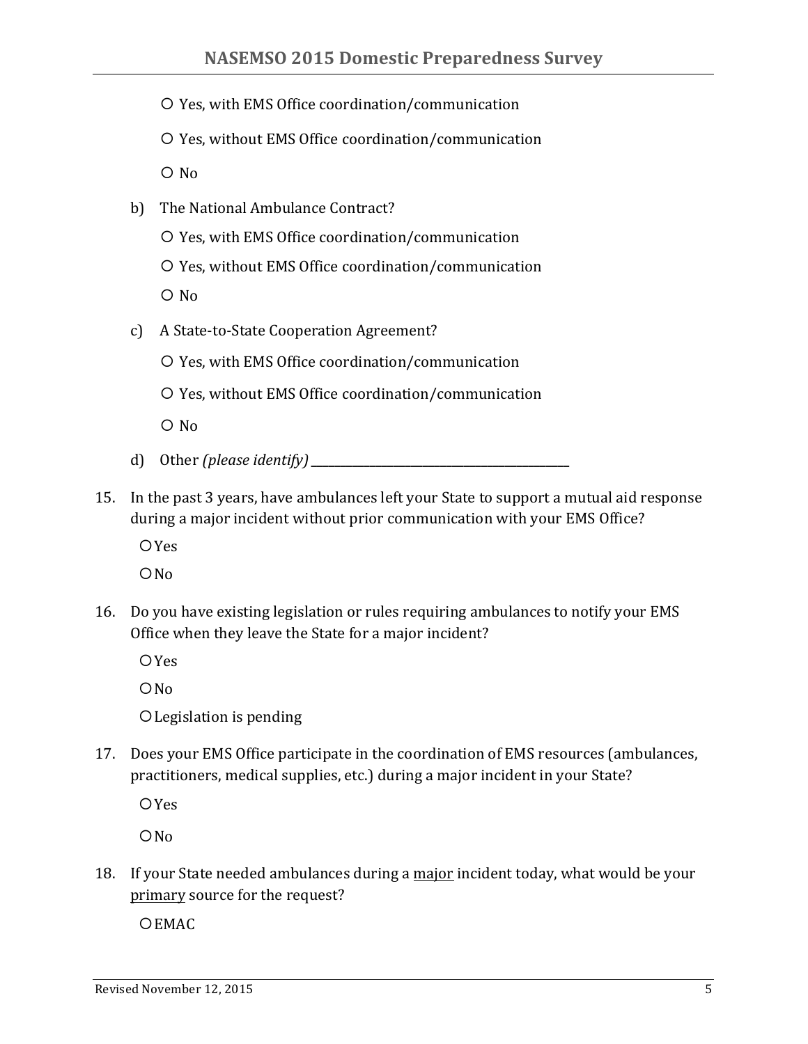- ○ Yes, with EMS Office coordination/communication
- ○ Yes, without EMS Office coordination/communication
- ○ No

b) The National Ambulance Contract?

- ○ Yes, with EMS Office coordination/communication
- ○ Yes, without EMS Office coordination/communication
- ○ No

c) A State-to-State Cooperation Agreement?

- ○ Yes, with EMS Office coordination/communication
- ○ Yes, without EMS Office coordination/communication
- ○ No

d) Other *(please identify)* ____________________________________________

15. In the past 3 years, have ambulances left your State to support a mutual aid response during a major incident without prior communication with your EMS Office?

- ○ Yes
- ○ No

16. Do you have existing legislation or rules requiring ambulances to notify your EMS Office when they leave the State for a major incident?

- ○ Yes
- ○ No
- ○ Legislation is pending

17. Does your EMS Office participate in the coordination of EMS resources (ambulances, practitioners, medical supplies, etc.) during a major incident in your State?

- ○ Yes
- ○ No

18. If your State needed ambulances during a <u>major</u> incident today, what would be your <u>primary</u> source for the request?

- ○ EMAC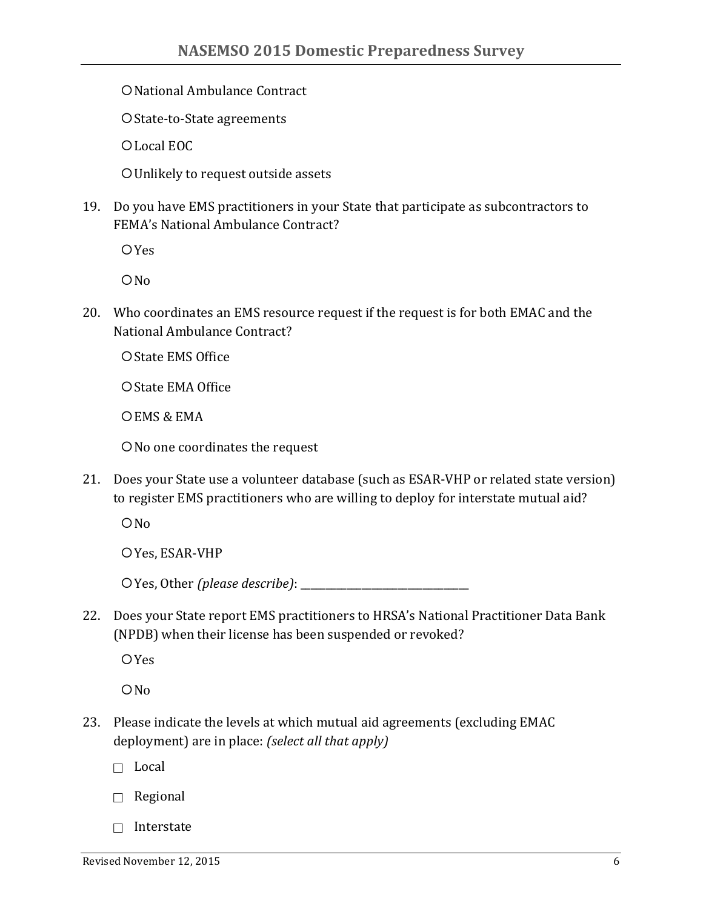○ National Ambulance Contract

○ State-to-State agreements

○ Local EOC

○ Unlikely to request outside assets

19. Do you have EMS practitioners in your State that participate as subcontractors to FEMA's National Ambulance Contract?

    ○ Yes

    ○ No

20. Who coordinates an EMS resource request if the request is for both EMAC and the National Ambulance Contract?

    ○ State EMS Office

    ○ State EMA Office

    ○ EMS & EMA

    ○ No one coordinates the request

21. Does your State use a volunteer database (such as ESAR-VHP or related state version) to register EMS practitioners who are willing to deploy for interstate mutual aid?

    ○ No

    ○ Yes, ESAR-VHP

    ○ Yes, Other *(please describe)*: ________________________________

22. Does your State report EMS practitioners to HRSA's National Practitioner Data Bank (NPDB) when their license has been suspended or revoked?

    ○ Yes

    ○ No

23. Please indicate the levels at which mutual aid agreements (excluding EMAC deployment) are in place: *(select all that apply)*

    ☐ Local

    ☐ Regional

    ☐ Interstate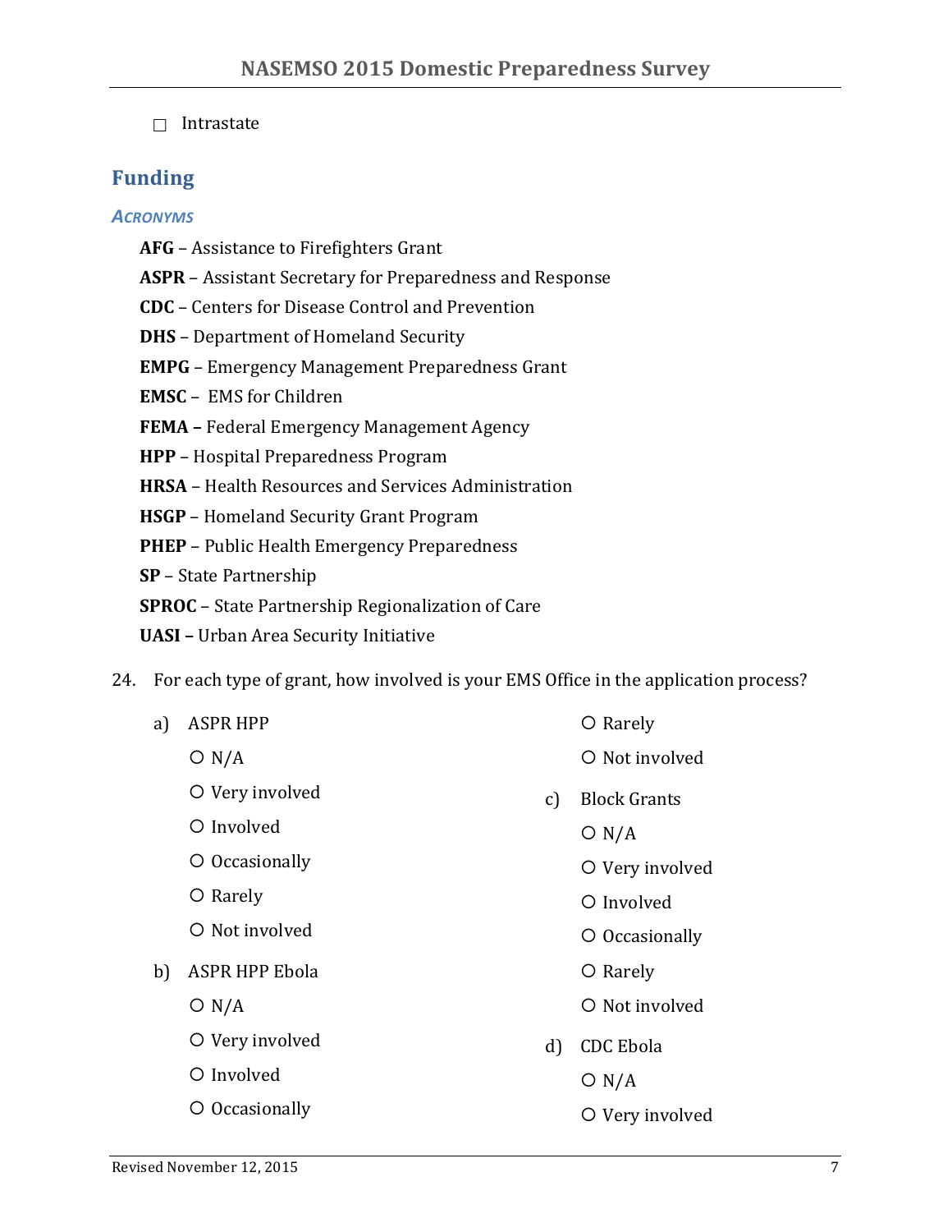☐ Intrastate

## Funding

### *Acronyms*

**AFG** – Assistance to Firefighters Grant

**ASPR** – Assistant Secretary for Preparedness and Response

**CDC** – Centers for Disease Control and Prevention

**DHS** – Department of Homeland Security

**EMPG** – Emergency Management Preparedness Grant

**EMSC** – EMS for Children

**FEMA –** Federal Emergency Management Agency

**HPP** – Hospital Preparedness Program

**HRSA** – Health Resources and Services Administration

**HSGP** – Homeland Security Grant Program

**PHEP** – Public Health Emergency Preparedness

**SP** – State Partnership

**SPROC** – State Partnership Regionalization of Care

**UASI –** Urban Area Security Initiative

24. For each type of grant, how involved is your EMS Office in the application process?

    a) ASPR HPP
       - ○ N/A
       - ○ Very involved
       - ○ Involved
       - ○ Occasionally
       - ○ Rarely
       - ○ Not involved

    b) ASPR HPP Ebola
       - ○ N/A
       - ○ Very involved
       - ○ Involved
       - ○ Occasionally
       - ○ Rarely
       - ○ Not involved

    c) Block Grants
       - ○ N/A
       - ○ Very involved
       - ○ Involved
       - ○ Occasionally
       - ○ Rarely
       - ○ Not involved

    d) CDC Ebola
       - ○ N/A
       - ○ Very involved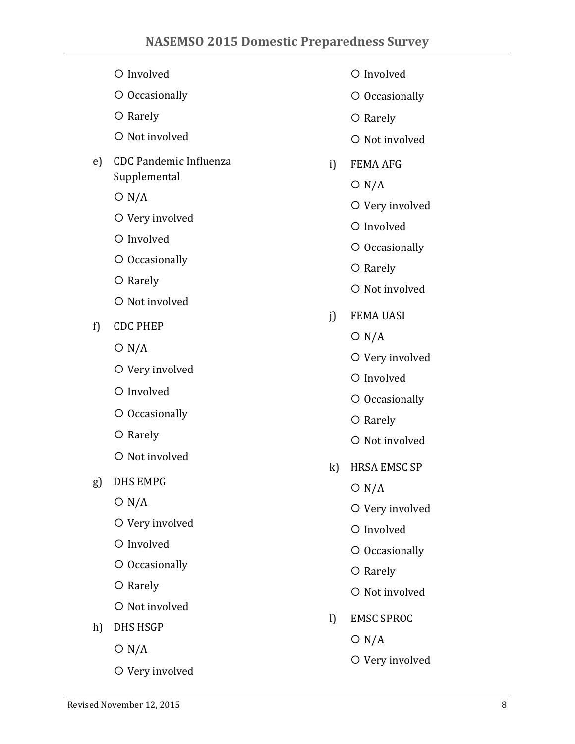- ○ Involved
- ○ Occasionally
- ○ Rarely
- ○ Not involved

e) CDC Pandemic Influenza Supplemental
- ○ N/A
- ○ Very involved
- ○ Involved
- ○ Occasionally
- ○ Rarely
- ○ Not involved

f) CDC PHEP
- ○ N/A
- ○ Very involved
- ○ Involved
- ○ Occasionally
- ○ Rarely
- ○ Not involved

g) DHS EMPG
- ○ N/A
- ○ Very involved
- ○ Involved
- ○ Occasionally
- ○ Rarely
- ○ Not involved

h) DHS HSGP
- ○ N/A
- ○ Very involved
- ○ Involved
- ○ Occasionally
- ○ Rarely
- ○ Not involved

i) FEMA AFG
- ○ N/A
- ○ Very involved
- ○ Involved
- ○ Occasionally
- ○ Rarely
- ○ Not involved

j) FEMA UASI
- ○ N/A
- ○ Very involved
- ○ Involved
- ○ Occasionally
- ○ Rarely
- ○ Not involved

k) HRSA EMSC SP
- ○ N/A
- ○ Very involved
- ○ Involved
- ○ Occasionally
- ○ Rarely
- ○ Not involved

l) EMSC SPROC
- ○ N/A
- ○ Very involved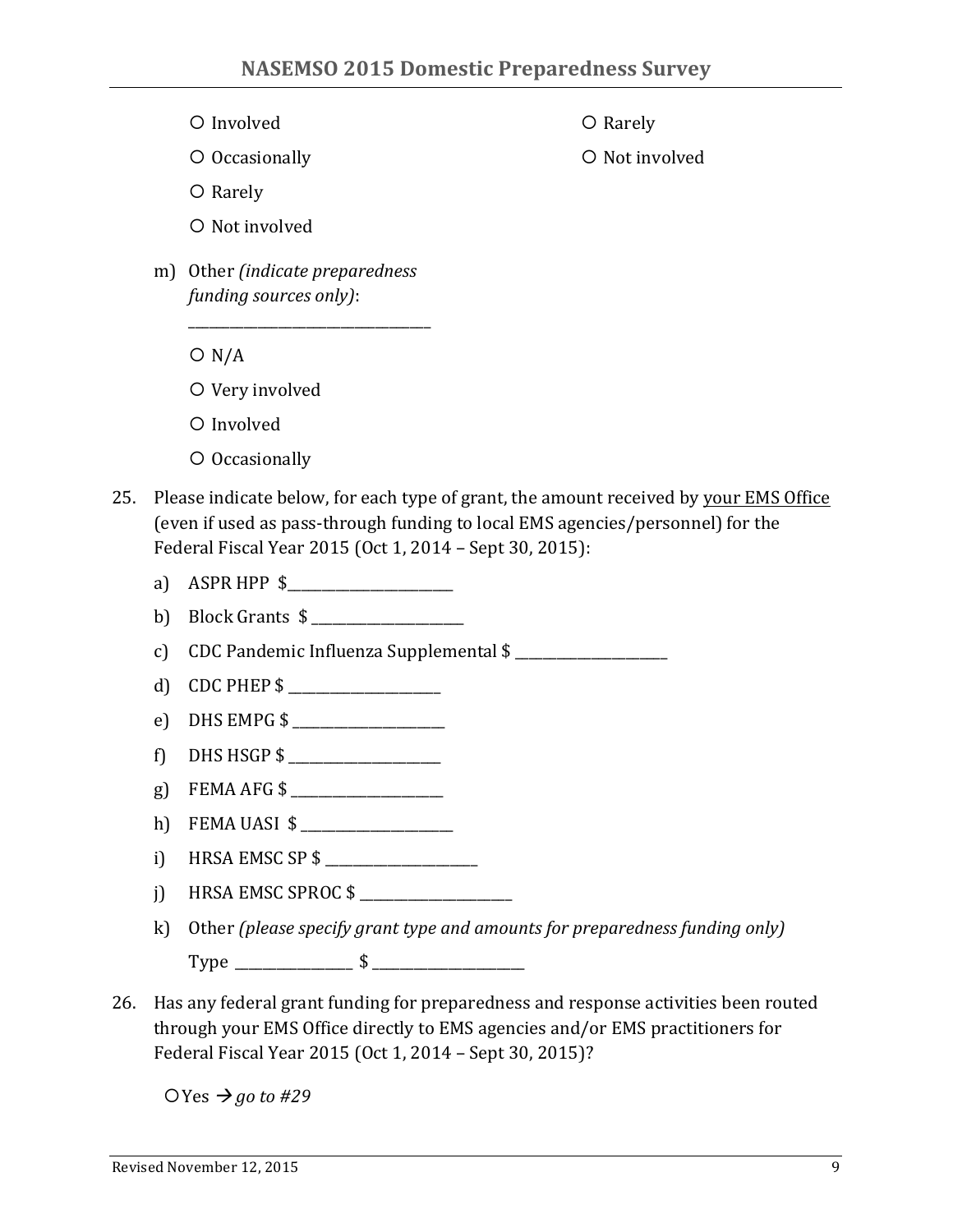- ○ Involved
- ○ Occasionally
- ○ Rarely
- ○ Not involved
- ○ Rarely
- ○ Not involved

m) Other *(indicate preparedness funding sources only)*: ______________________________

- ○ N/A
- ○ Very involved
- ○ Involved
- ○ Occasionally

25. Please indicate below, for each type of grant, the amount received by <u>your EMS Office</u> (even if used as pass-through funding to local EMS agencies/personnel) for the Federal Fiscal Year 2015 (Oct 1, 2014 – Sept 30, 2015):

    a) ASPR HPP $______________________
    b) Block Grants $ ____________________
    c) CDC Pandemic Influenza Supplemental $ ____________________
    d) CDC PHEP $ ____________________
    e) DHS EMPG $ ____________________
    f) DHS HSGP $ ____________________
    g) FEMA AFG $ ____________________
    h) FEMA UASI $ ____________________
    i) HRSA EMSC SP $ ____________________
    j) HRSA EMSC SPROC $ ____________________
    k) Other *(please specify grant type and amounts for preparedness funding only)*
       Type _______________ $ ____________________

26. Has any federal grant funding for preparedness and response activities been routed through your EMS Office directly to EMS agencies and/or EMS practitioners for Federal Fiscal Year 2015 (Oct 1, 2014 – Sept 30, 2015)?

    ○ Yes → *go to #29*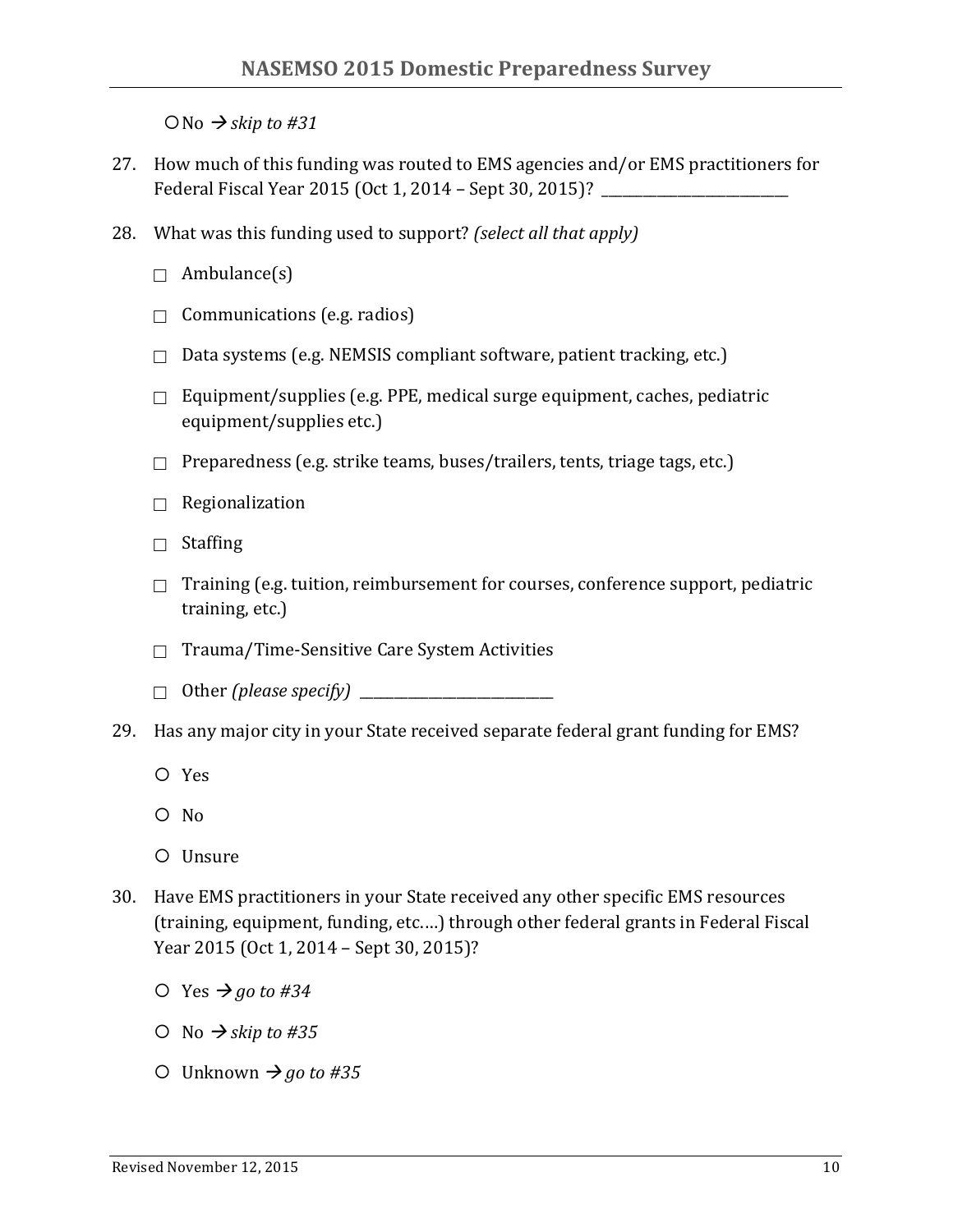○ No → *skip to #31*

27. How much of this funding was routed to EMS agencies and/or EMS practitioners for Federal Fiscal Year 2015 (Oct 1, 2014 – Sept 30, 2015)? ___________________________

28. What was this funding used to support? *(select all that apply)*

    □ Ambulance(s)

    □ Communications (e.g. radios)

    □ Data systems (e.g. NEMSIS compliant software, patient tracking, etc.)

    □ Equipment/supplies (e.g. PPE, medical surge equipment, caches, pediatric equipment/supplies etc.)

    □ Preparedness (e.g. strike teams, buses/trailers, tents, triage tags, etc.)

    □ Regionalization

    □ Staffing

    □ Training (e.g. tuition, reimbursement for courses, conference support, pediatric training, etc.)

    □ Trauma/Time-Sensitive Care System Activities

    □ Other *(please specify)* ___________________________

29. Has any major city in your State received separate federal grant funding for EMS?

    ○ Yes

    ○ No

    ○ Unsure

30. Have EMS practitioners in your State received any other specific EMS resources (training, equipment, funding, etc.…) through other federal grants in Federal Fiscal Year 2015 (Oct 1, 2014 – Sept 30, 2015)?

    ○ Yes → *go to #34*

    ○ No → *skip to #35*

    ○ Unknown → *go to #35*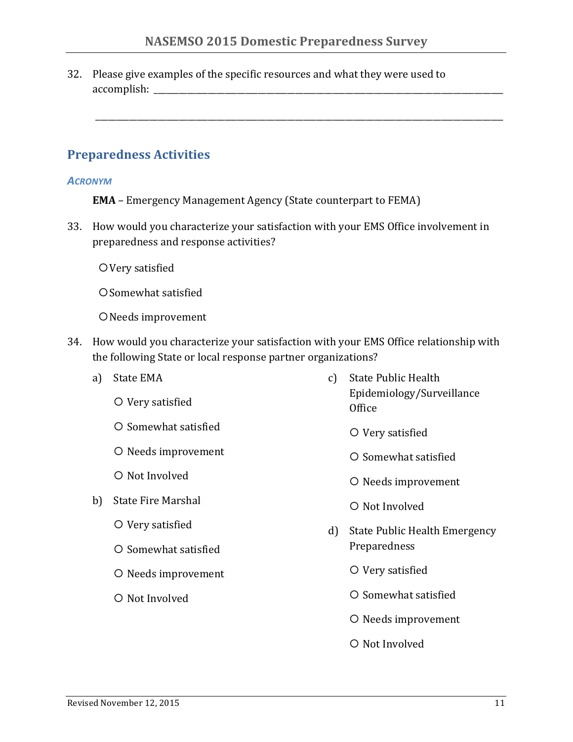32. Please give examples of the specific resources and what they were used to accomplish: ______________________________________________

______________________________________________

## Preparedness Activities

### *Acronym*

**EMA** – Emergency Management Agency (State counterpart to FEMA)

33. How would you characterize your satisfaction with your EMS Office involvement in preparedness and response activities?

   ○ Very satisfied

   ○ Somewhat satisfied

   ○ Needs improvement

34. How would you characterize your satisfaction with your EMS Office relationship with the following State or local response partner organizations?

   a) State EMA

      ○ Very satisfied

      ○ Somewhat satisfied

      ○ Needs improvement

      ○ Not Involved

   b) State Fire Marshal

      ○ Very satisfied

      ○ Somewhat satisfied

      ○ Needs improvement

      ○ Not Involved

   c) State Public Health Epidemiology/Surveillance Office

      ○ Very satisfied

      ○ Somewhat satisfied

      ○ Needs improvement

      ○ Not Involved

   d) State Public Health Emergency Preparedness

      ○ Very satisfied

      ○ Somewhat satisfied

      ○ Needs improvement

      ○ Not Involved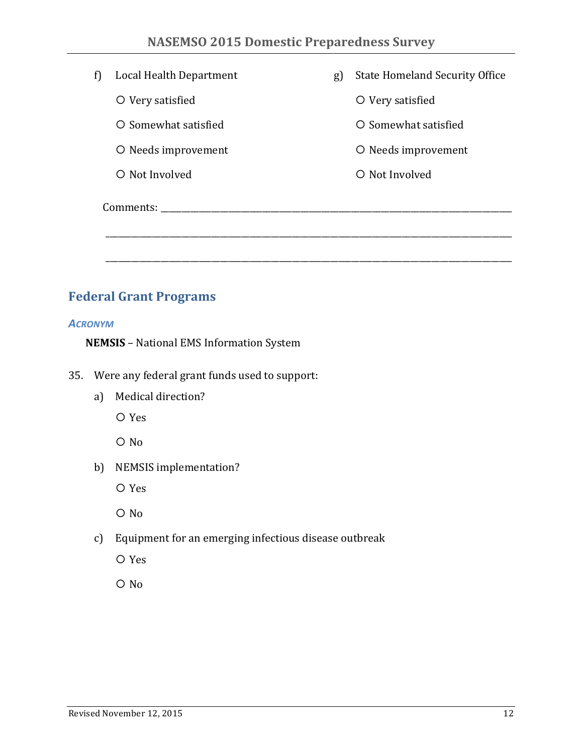f) Local Health Department

- ○ Very satisfied
- ○ Somewhat satisfied
- ○ Needs improvement
- ○ Not Involved

g) State Homeland Security Office

- ○ Very satisfied
- ○ Somewhat satisfied
- ○ Needs improvement
- ○ Not Involved

Comments: ______________________________________________________________________________

______________________________________________________________________________

______________________________________________________________________________

## Federal Grant Programs

### *ACRONYM*

**NEMSIS** – National EMS Information System

35. Were any federal grant funds used to support:

a) Medical direction?

- ○ Yes
- ○ No

b) NEMSIS implementation?

- ○ Yes
- ○ No

c) Equipment for an emerging infectious disease outbreak

- ○ Yes
- ○ No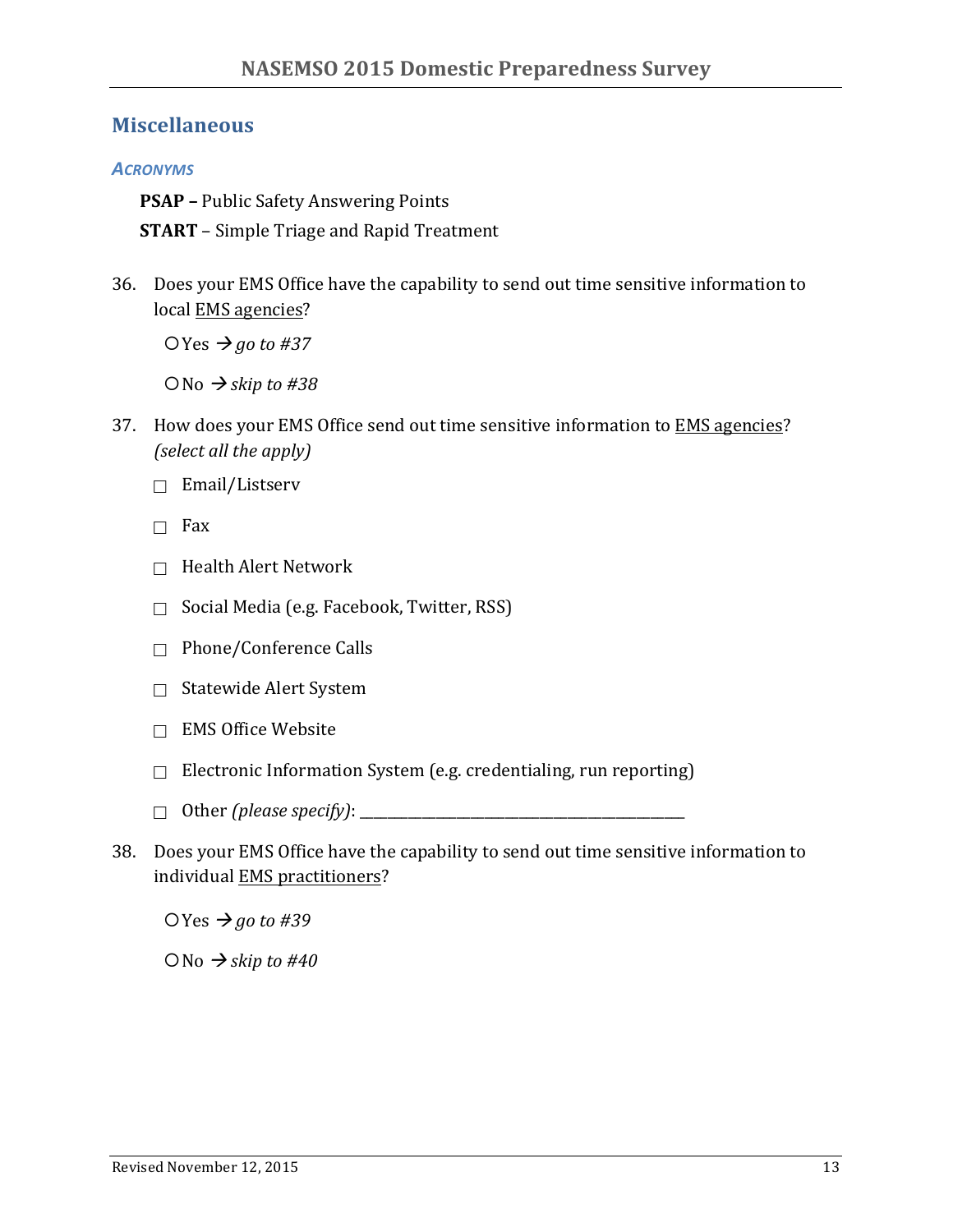## Miscellaneous

### *ACRONYMS*

**PSAP –** Public Safety Answering Points

**START** – Simple Triage and Rapid Treatment

36. Does your EMS Office have the capability to send out time sensitive information to local <u>EMS agencies</u>?

   ○ Yes → *go to #37*

   ○ No → *skip to #38*

37. How does your EMS Office send out time sensitive information to <u>EMS agencies</u>? *(select all the apply)*

   ☐ Email/Listserv

   ☐ Fax

   ☐ Health Alert Network

   ☐ Social Media (e.g. Facebook, Twitter, RSS)

   ☐ Phone/Conference Calls

   ☐ Statewide Alert System

   ☐ EMS Office Website

   ☐ Electronic Information System (e.g. credentialing, run reporting)

   ☐ Other *(please specify)*: ___________________________________________

38. Does your EMS Office have the capability to send out time sensitive information to individual <u>EMS practitioners</u>?

   ○ Yes → *go to #39*

   ○ No → *skip to #40*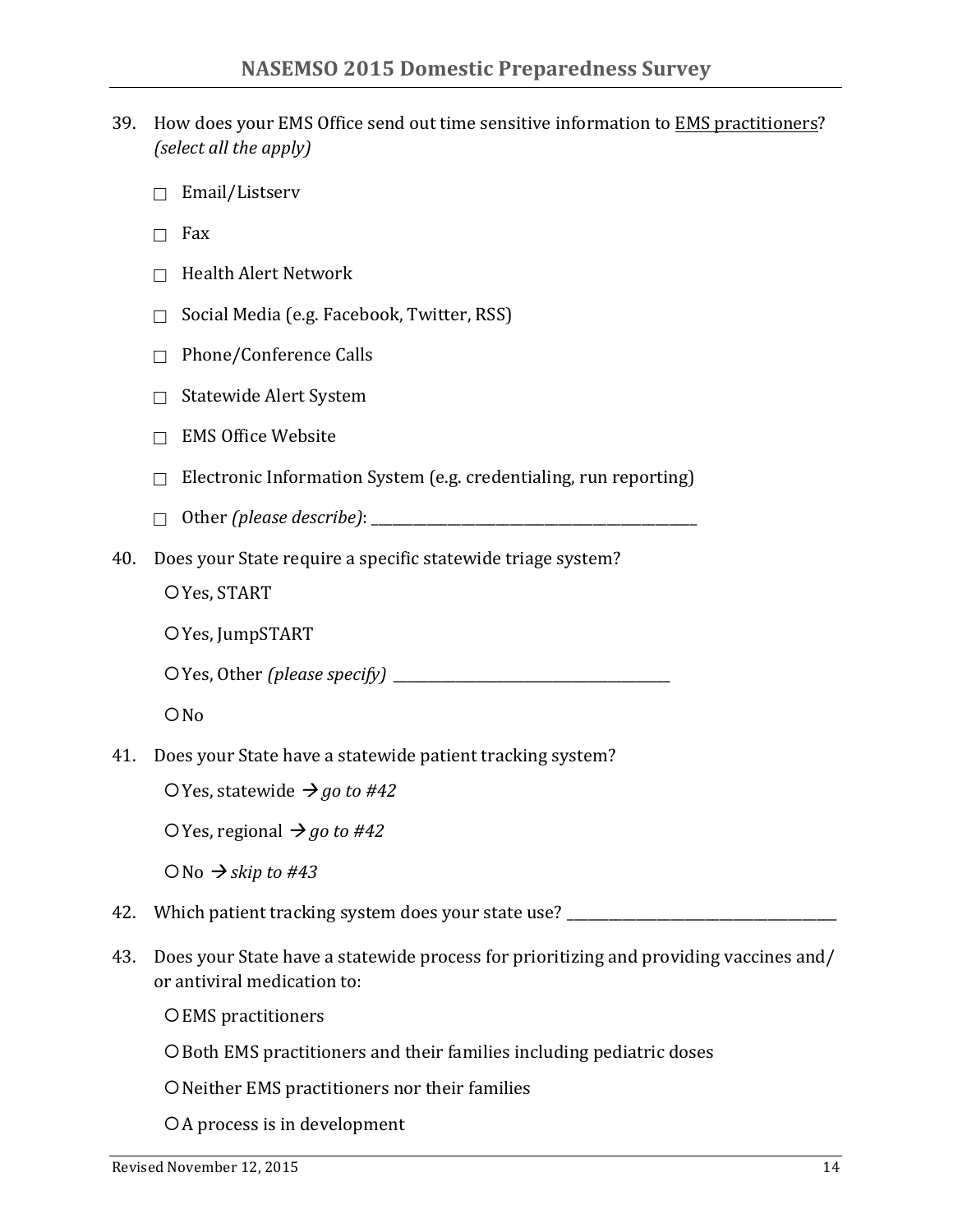39. How does your EMS Office send out time sensitive information to <u>EMS practitioners</u>? *(select all the apply)*

    ☐ Email/Listserv

    ☐ Fax

    ☐ Health Alert Network

    ☐ Social Media (e.g. Facebook, Twitter, RSS)

    ☐ Phone/Conference Calls

    ☐ Statewide Alert System

    ☐ EMS Office Website

    ☐ Electronic Information System (e.g. credentialing, run reporting)

    ☐ Other *(please describe)*: ______________________________

40. Does your State require a specific statewide triage system?

    ○ Yes, START

    ○ Yes, JumpSTART

    ○ Yes, Other *(please specify)* ______________________________

    ○ No

41. Does your State have a statewide patient tracking system?

    ○ Yes, statewide → *go to #42*

    ○ Yes, regional → *go to #42*

    ○ No → *skip to #43*

42. Which patient tracking system does your state use? ______________________________

43. Does your State have a statewide process for prioritizing and providing vaccines and/ or antiviral medication to:

    ○ EMS practitioners

    ○ Both EMS practitioners and their families including pediatric doses

    ○ Neither EMS practitioners nor their families

    ○ A process is in development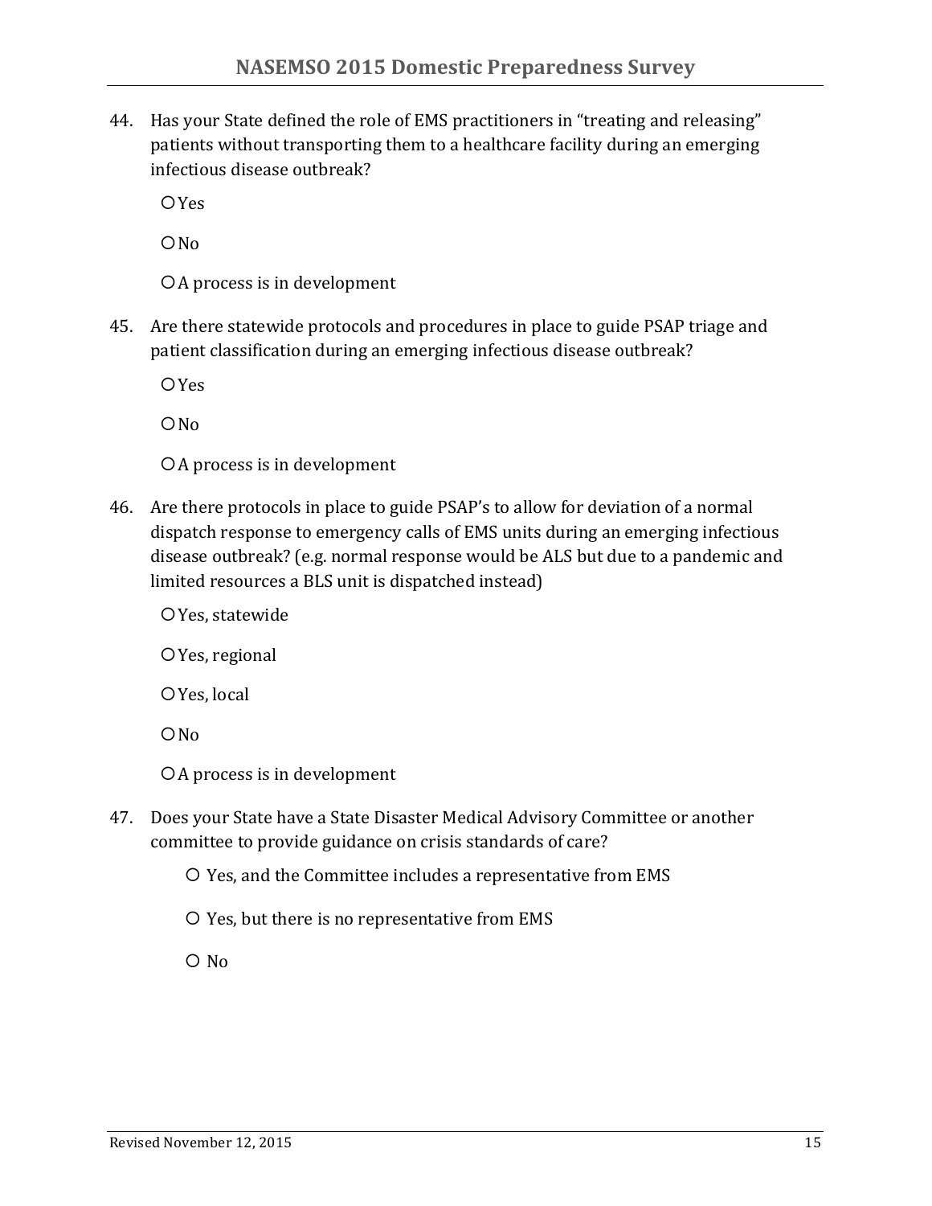44. Has your State defined the role of EMS practitioners in "treating and releasing" patients without transporting them to a healthcare facility during an emerging infectious disease outbreak?

   ○ Yes

   ○ No

   ○ A process is in development

45. Are there statewide protocols and procedures in place to guide PSAP triage and patient classification during an emerging infectious disease outbreak?

   ○ Yes

   ○ No

   ○ A process is in development

46. Are there protocols in place to guide PSAP's to allow for deviation of a normal dispatch response to emergency calls of EMS units during an emerging infectious disease outbreak? (e.g. normal response would be ALS but due to a pandemic and limited resources a BLS unit is dispatched instead)

   ○ Yes, statewide

   ○ Yes, regional

   ○ Yes, local

   ○ No

   ○ A process is in development

47. Does your State have a State Disaster Medical Advisory Committee or another committee to provide guidance on crisis standards of care?

   ○ Yes, and the Committee includes a representative from EMS

   ○ Yes, but there is no representative from EMS

   ○ No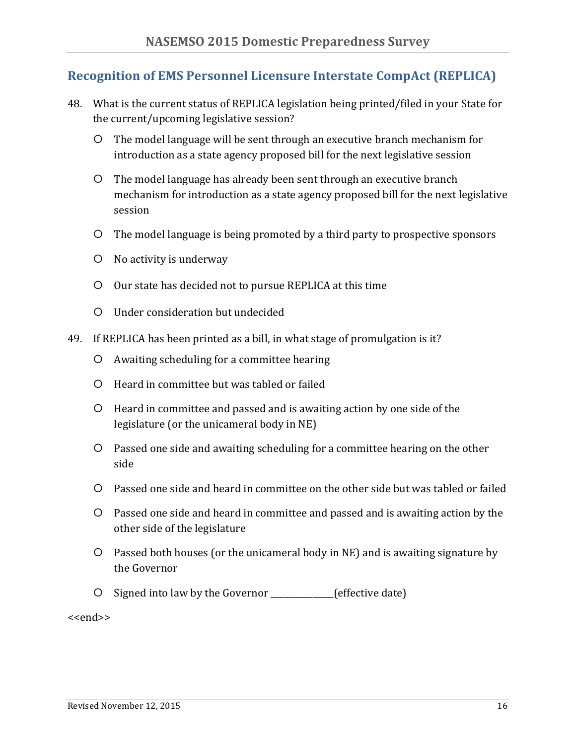## Recognition of EMS Personnel Licensure Interstate CompAct (REPLICA)

48. What is the current status of REPLICA legislation being printed/filed in your State for the current/upcoming legislative session?

    - The model language will be sent through an executive branch mechanism for introduction as a state agency proposed bill for the next legislative session
    - The model language has already been sent through an executive branch mechanism for introduction as a state agency proposed bill for the next legislative session
    - The model language is being promoted by a third party to prospective sponsors
    - No activity is underway
    - Our state has decided not to pursue REPLICA at this time
    - Under consideration but undecided

49. If REPLICA has been printed as a bill, in what stage of promulgation is it?

    - Awaiting scheduling for a committee hearing
    - Heard in committee but was tabled or failed
    - Heard in committee and passed and is awaiting action by one side of the legislature (or the unicameral body in NE)
    - Passed one side and awaiting scheduling for a committee hearing on the other side
    - Passed one side and heard in committee on the other side but was tabled or failed
    - Passed one side and heard in committee and passed and is awaiting action by the other side of the legislature
    - Passed both houses (or the unicameral body in NE) and is awaiting signature by the Governor
    - Signed into law by the Governor _______________(effective date)

<<end>>